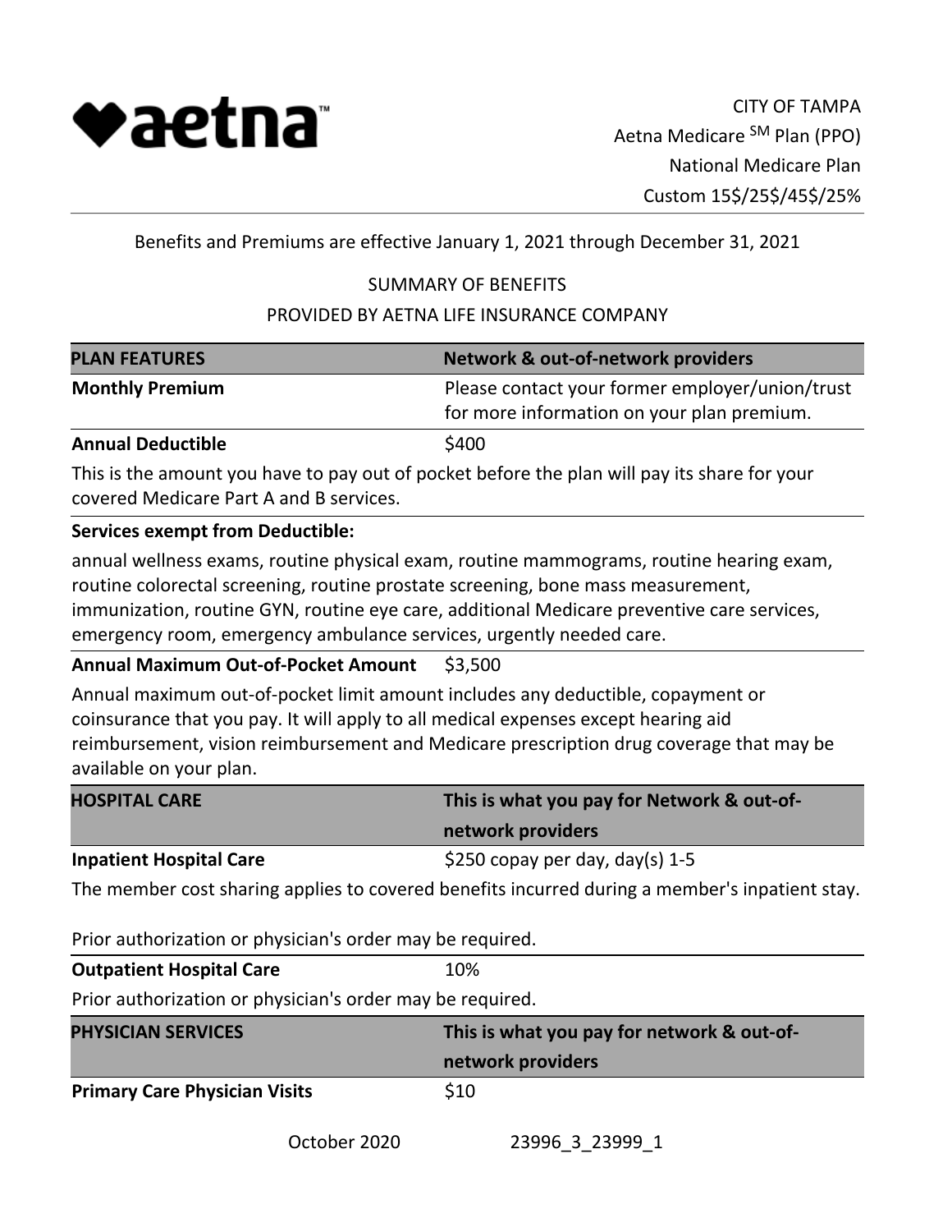aetna™

CITY OF TAMPA
Aetna Medicare SM Plan (PPO)
National Medicare Plan
Custom 15$/25$/45$/25%

Benefits and Premiums are effective January 1, 2021 through December 31, 2021

SUMMARY OF BENEFITS

PROVIDED BY AETNA LIFE INSURANCE COMPANY

| PLAN FEATURES | Network & out-of-network providers |
| --- | --- |
| **Monthly Premium** | Please contact your former employer/union/trust for more information on your plan premium. |
| **Annual Deductible** | $400 |

This is the amount you have to pay out of pocket before the plan will pay its share for your covered Medicare Part A and B services.

**Services exempt from Deductible:**

annual wellness exams, routine physical exam, routine mammograms, routine hearing exam, routine colorectal screening, routine prostate screening, bone mass measurement, immunization, routine GYN, routine eye care, additional Medicare preventive care services, emergency room, emergency ambulance services, urgently needed care.

**Annual Maximum Out-of-Pocket Amount** $3,500

Annual maximum out-of-pocket limit amount includes any deductible, copayment or coinsurance that you pay. It will apply to all medical expenses except hearing aid reimbursement, vision reimbursement and Medicare prescription drug coverage that may be available on your plan.

| HOSPITAL CARE | This is what you pay for Network & out-of-network providers |
| --- | --- |
| **Inpatient Hospital Care** | $250 copay per day, day(s) 1-5 |

The member cost sharing applies to covered benefits incurred during a member's inpatient stay.

Prior authorization or physician's order may be required.

| | |
| --- | --- |
| **Outpatient Hospital Care** | 10% |

Prior authorization or physician's order may be required.

| PHYSICIAN SERVICES | This is what you pay for network & out-of-network providers |
| --- | --- |
| **Primary Care Physician Visits** | $10 |

October 2020 23996_3_23999_1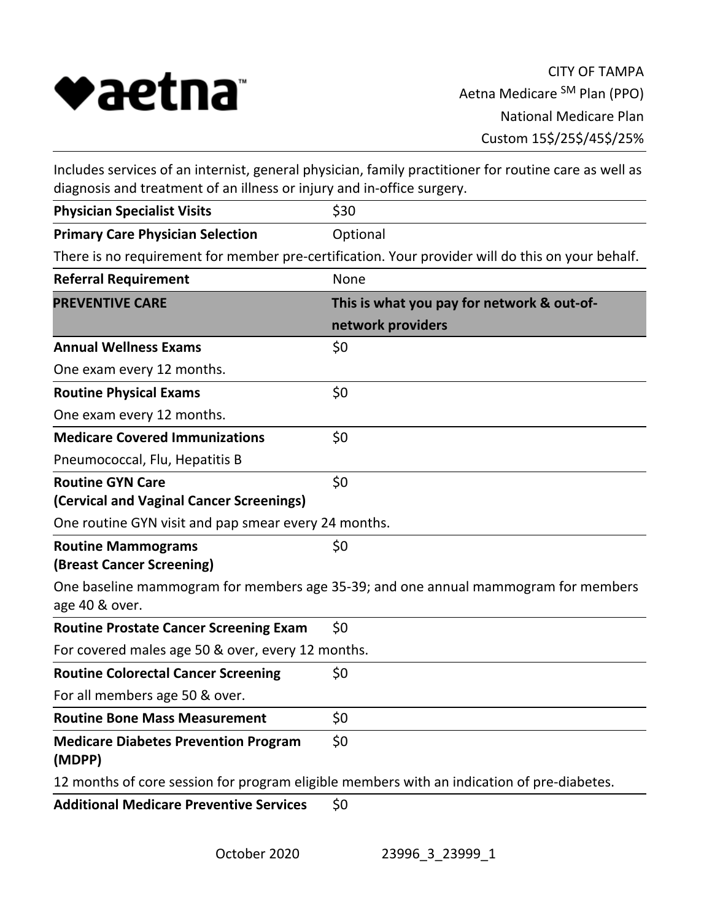CITY OF TAMPA
Aetna Medicare [SM] Plan (PPO)
National Medicare Plan
Custom 15$/25$/45$/25%

Includes services of an internist, general physician, family practitioner for routine care as well as diagnosis and treatment of an illness or injury and in-office surgery.

| | |
|---|---|
| **Physician Specialist Visits** | $30 |
| **Primary Care Physician Selection** | Optional |

There is no requirement for member pre-certification. Your provider will do this on your behalf.

| | |
|---|---|
| **Referral Requirement** | None |

| **PREVENTIVE CARE** | **This is what you pay for network & out-of-network providers** |
|---|---|
| **Annual Wellness Exams**<br>One exam every 12 months. | $0 |
| **Routine Physical Exams**<br>One exam every 12 months. | $0 |
| **Medicare Covered Immunizations**<br>Pneumococcal, Flu, Hepatitis B | $0 |
| **Routine GYN Care (Cervical and Vaginal Cancer Screenings)**<br>One routine GYN visit and pap smear every 24 months. | $0 |
| **Routine Mammograms (Breast Cancer Screening)**<br>One baseline mammogram for members age 35-39; and one annual mammogram for members age 40 & over. | $0 |
| **Routine Prostate Cancer Screening Exam**<br>For covered males age 50 & over, every 12 months. | $0 |
| **Routine Colorectal Cancer Screening**<br>For all members age 50 & over. | $0 |
| **Routine Bone Mass Measurement** | $0 |
| **Medicare Diabetes Prevention Program (MDPP)**<br>12 months of core session for program eligible members with an indication of pre-diabetes. | $0 |
| **Additional Medicare Preventive Services** | $0 |

October 2020 23996_3_23999_1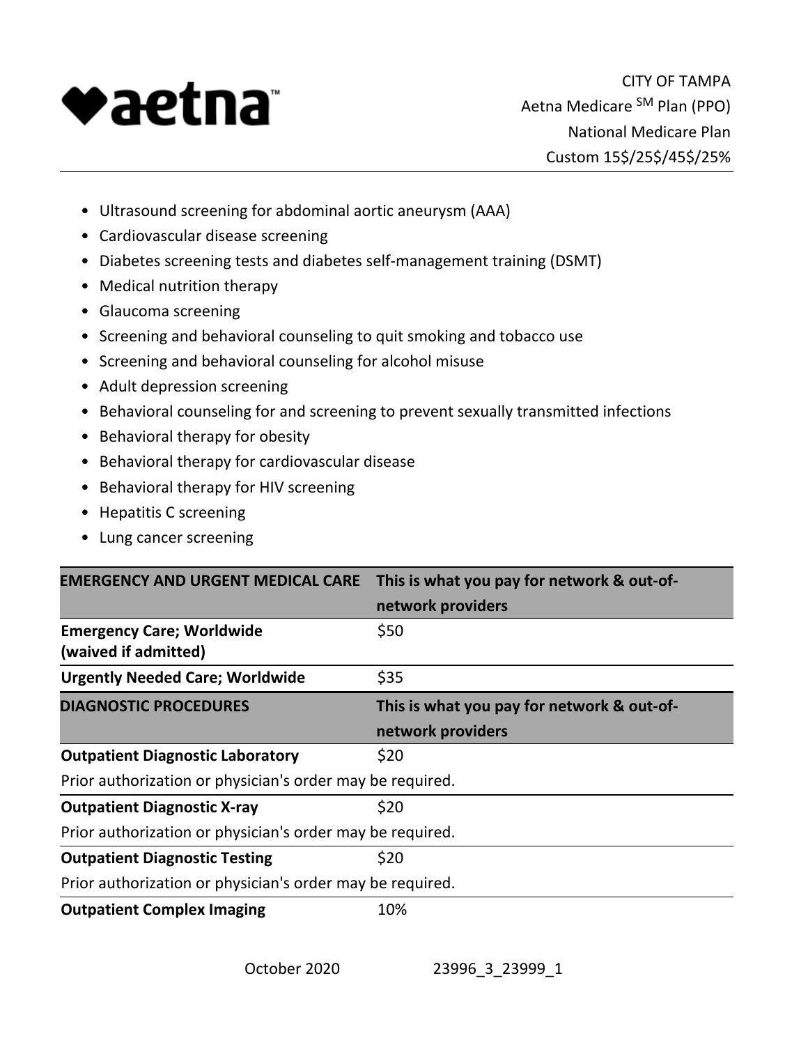- Ultrasound screening for abdominal aortic aneurysm (AAA)
- Cardiovascular disease screening
- Diabetes screening tests and diabetes self-management training (DSMT)
- Medical nutrition therapy
- Glaucoma screening
- Screening and behavioral counseling to quit smoking and tobacco use
- Screening and behavioral counseling for alcohol misuse
- Adult depression screening
- Behavioral counseling for and screening to prevent sexually transmitted infections
- Behavioral therapy for obesity
- Behavioral therapy for cardiovascular disease
- Behavioral therapy for HIV screening
- Hepatitis C screening
- Lung cancer screening

| **EMERGENCY AND URGENT MEDICAL CARE** | **This is what you pay for network & out-of-network providers** |
|---|---|
| **Emergency Care; Worldwide (waived if admitted)** | $50 |
| **Urgently Needed Care; Worldwide** | $35 |

| **DIAGNOSTIC PROCEDURES** | **This is what you pay for network & out-of-network providers** |
|---|---|
| **Outpatient Diagnostic Laboratory** | $20 |
| Prior authorization or physician's order may be required. | |
| **Outpatient Diagnostic X-ray** | $20 |
| Prior authorization or physician's order may be required. | |
| **Outpatient Diagnostic Testing** | $20 |
| Prior authorization or physician's order may be required. | |
| **Outpatient Complex Imaging** | 10% |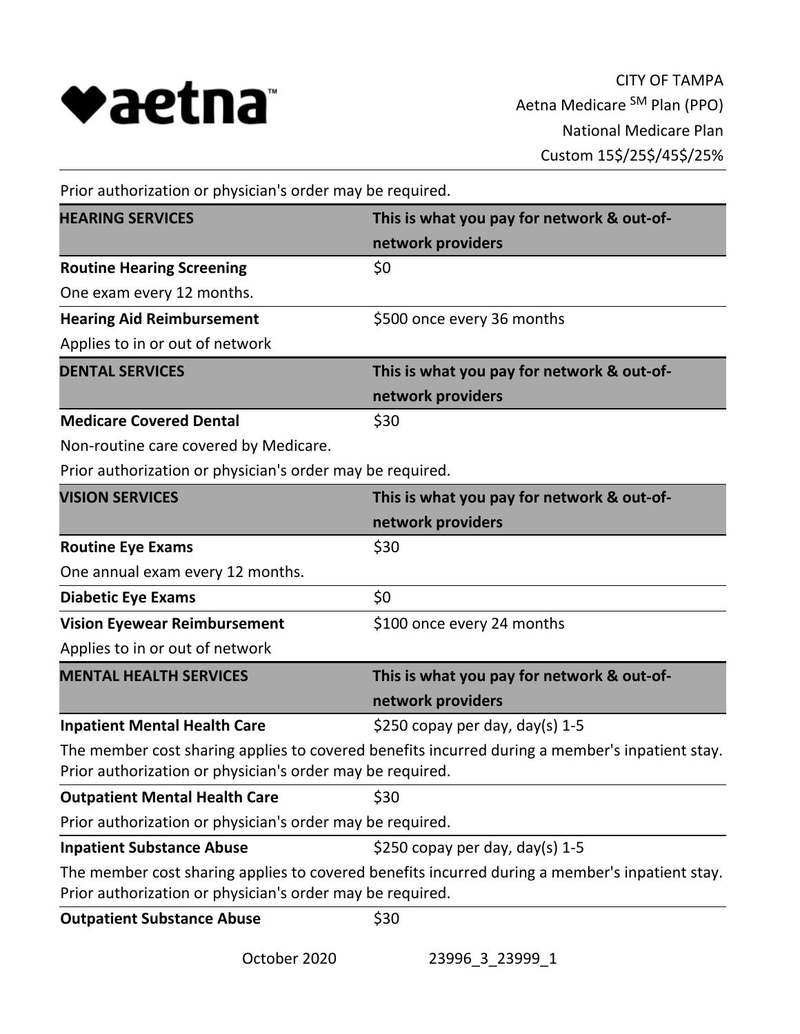Prior authorization or physician's order may be required.

| HEARING SERVICES | This is what you pay for network & out-of-network providers |
| --- | --- |
| **Routine Hearing Screening**<br>One exam every 12 months. | $0 |
| **Hearing Aid Reimbursement**<br>Applies to in or out of network | $500 once every 36 months |

| DENTAL SERVICES | This is what you pay for network & out-of-network providers |
| --- | --- |
| **Medicare Covered Dental**<br>Non-routine care covered by Medicare.<br>Prior authorization or physician's order may be required. | $30 |

| VISION SERVICES | This is what you pay for network & out-of-network providers |
| --- | --- |
| **Routine Eye Exams**<br>One annual exam every 12 months. | $30 |
| **Diabetic Eye Exams** | $0 |
| **Vision Eyewear Reimbursement**<br>Applies to in or out of network | $100 once every 24 months |

| MENTAL HEALTH SERVICES | This is what you pay for network & out-of-network providers |
| --- | --- |
| **Inpatient Mental Health Care**<br>The member cost sharing applies to covered benefits incurred during a member's inpatient stay. Prior authorization or physician's order may be required. | $250 copay per day, day(s) 1-5 |
| **Outpatient Mental Health Care**<br>Prior authorization or physician's order may be required. | $30 |
| **Inpatient Substance Abuse**<br>The member cost sharing applies to covered benefits incurred during a member's inpatient stay. Prior authorization or physician's order may be required. | $250 copay per day, day(s) 1-5 |
| **Outpatient Substance Abuse** | $30 |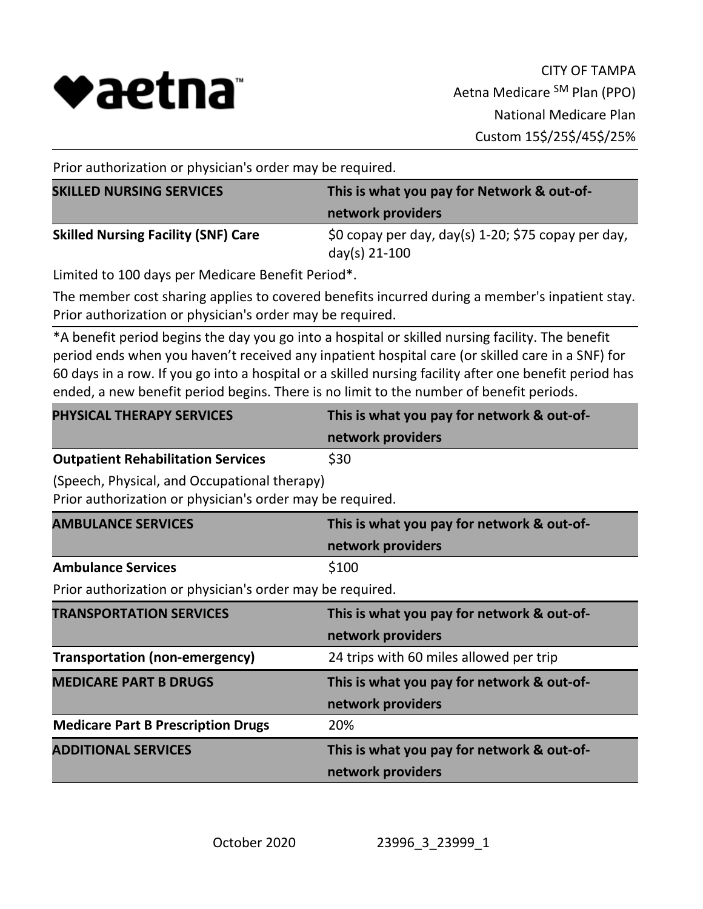CITY OF TAMPA
Aetna Medicare SM Plan (PPO)
National Medicare Plan
Custom 15$/25$/45$/25%

Prior authorization or physician's order may be required.

| SKILLED NURSING SERVICES | This is what you pay for Network & out-of-network providers |
|---|---|
| **Skilled Nursing Facility (SNF) Care** | $0 copay per day, day(s) 1-20; $75 copay per day, day(s) 21-100 |

Limited to 100 days per Medicare Benefit Period*.

The member cost sharing applies to covered benefits incurred during a member's inpatient stay. Prior authorization or physician's order may be required.

*A benefit period begins the day you go into a hospital or skilled nursing facility. The benefit period ends when you haven't received any inpatient hospital care (or skilled care in a SNF) for 60 days in a row. If you go into a hospital or a skilled nursing facility after one benefit period has ended, a new benefit period begins. There is no limit to the number of benefit periods.

| PHYSICAL THERAPY SERVICES | This is what you pay for network & out-of-network providers |
|---|---|
| **Outpatient Rehabilitation Services** | $30 |

(Speech, Physical, and Occupational therapy)
Prior authorization or physician's order may be required.

| AMBULANCE SERVICES | This is what you pay for network & out-of-network providers |
|---|---|
| **Ambulance Services** | $100 |

Prior authorization or physician's order may be required.

| TRANSPORTATION SERVICES | This is what you pay for network & out-of-network providers |
|---|---|
| **Transportation (non-emergency)** | 24 trips with 60 miles allowed per trip |

| MEDICARE PART B DRUGS | This is what you pay for network & out-of-network providers |
|---|---|
| **Medicare Part B Prescription Drugs** | 20% |

| ADDITIONAL SERVICES | This is what you pay for network & out-of-network providers |
|---|---|

October 2020 23996_3_23999_1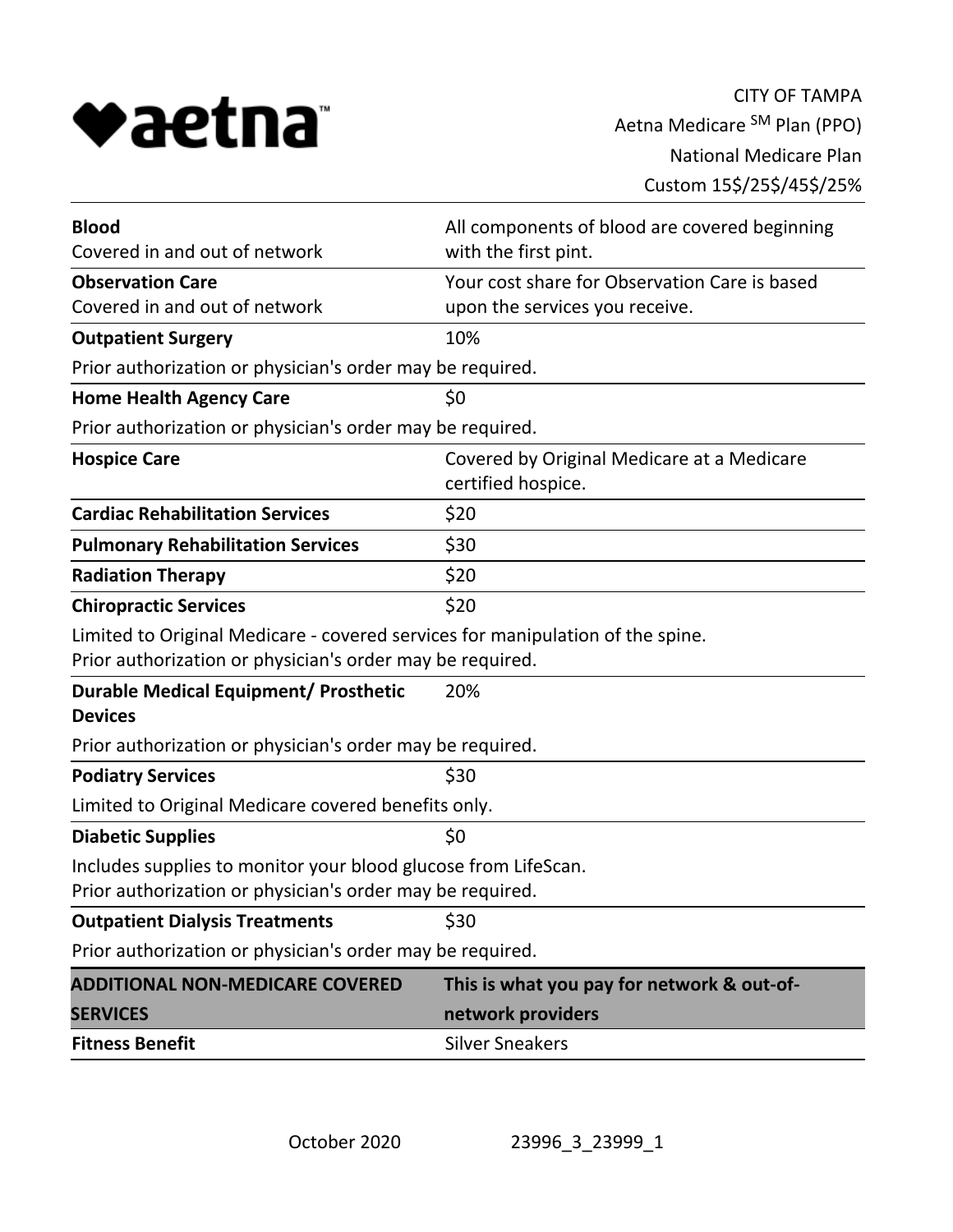CITY OF TAMPA
Aetna Medicare SM Plan (PPO)
National Medicare Plan
Custom 15$/25$/45$/25%

| | |
|---|---|
| **Blood**<br>Covered in and out of network | All components of blood are covered beginning with the first pint. |
| **Observation Care**<br>Covered in and out of network | Your cost share for Observation Care is based upon the services you receive. |
| **Outpatient Surgery** | 10% |
| Prior authorization or physician's order may be required. | |
| **Home Health Agency Care** | $0 |
| Prior authorization or physician's order may be required. | |
| **Hospice Care** | Covered by Original Medicare at a Medicare certified hospice. |
| **Cardiac Rehabilitation Services** | $20 |
| **Pulmonary Rehabilitation Services** | $30 |
| **Radiation Therapy** | $20 |
| **Chiropractic Services** | $20 |
| Limited to Original Medicare - covered services for manipulation of the spine.<br>Prior authorization or physician's order may be required. | |
| **Durable Medical Equipment/ Prosthetic Devices** | 20% |
| Prior authorization or physician's order may be required. | |
| **Podiatry Services** | $30 |
| Limited to Original Medicare covered benefits only. | |
| **Diabetic Supplies** | $0 |
| Includes supplies to monitor your blood glucose from LifeScan.<br>Prior authorization or physician's order may be required. | |
| **Outpatient Dialysis Treatments** | $30 |
| Prior authorization or physician's order may be required. | |

| **ADDITIONAL NON-MEDICARE COVERED SERVICES** | **This is what you pay for network & out-of-network providers** |
|---|---|
| **Fitness Benefit** | Silver Sneakers |

October 2020 23996_3_23999_1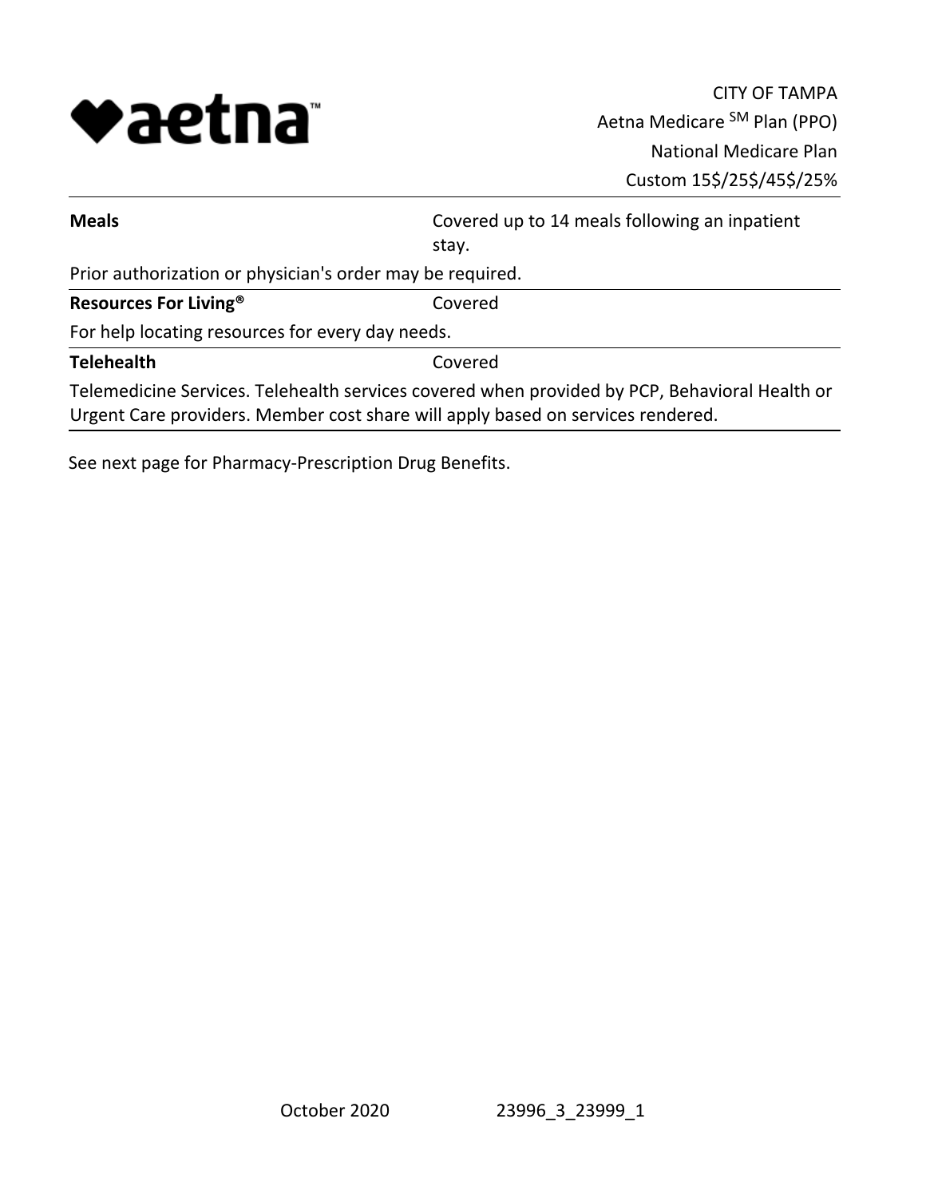| | |
|---|---|
| **Meals** | Covered up to 14 meals following an inpatient stay. |
| Prior authorization or physician's order may be required. | |
| **Resources For Living®** | Covered |
| For help locating resources for every day needs. | |
| **Telehealth** | Covered |
| Telemedicine Services. Telehealth services covered when provided by PCP, Behavioral Health or Urgent Care providers. Member cost share will apply based on services rendered. | |

See next page for Pharmacy-Prescription Drug Benefits.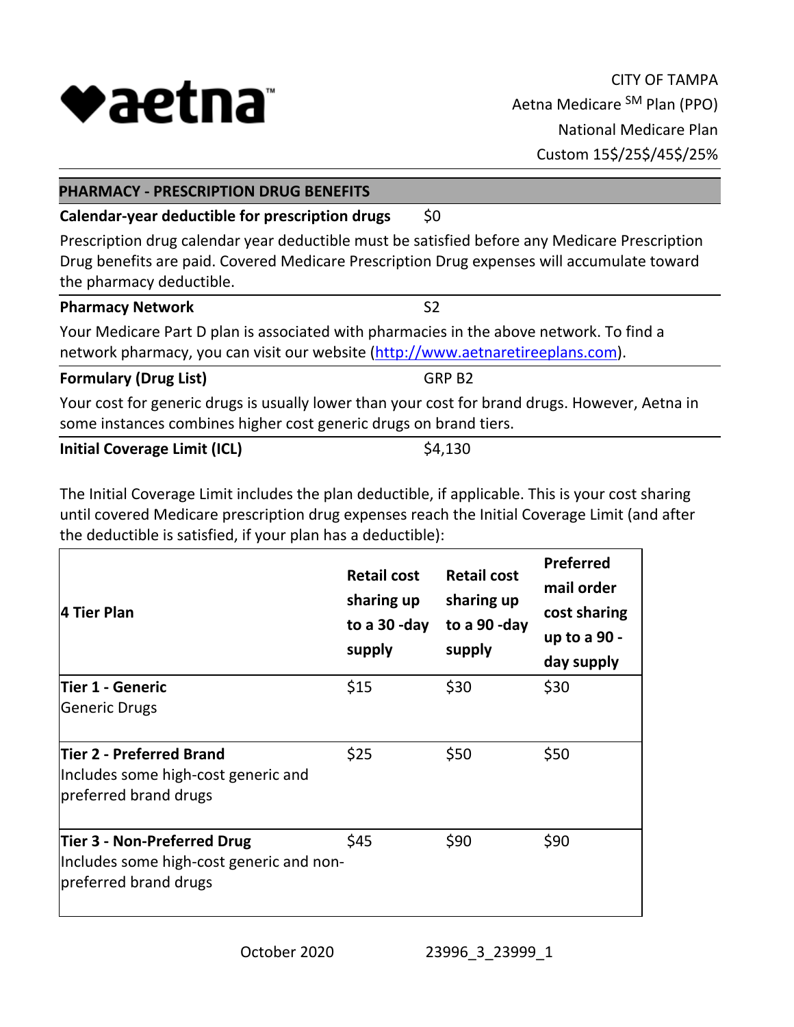CITY OF TAMPA
Aetna Medicare SM Plan (PPO)
National Medicare Plan
Custom 15$/25$/45$/25%

## PHARMACY - PRESCRIPTION DRUG BENEFITS

**Calendar-year deductible for prescription drugs** $0

Prescription drug calendar year deductible must be satisfied before any Medicare Prescription Drug benefits are paid. Covered Medicare Prescription Drug expenses will accumulate toward the pharmacy deductible.

**Pharmacy Network** S2

Your Medicare Part D plan is associated with pharmacies in the above network. To find a network pharmacy, you can visit our website (http://www.aetnaretireeplans.com).

**Formulary (Drug List)** GRP B2

Your cost for generic drugs is usually lower than your cost for brand drugs. However, Aetna in some instances combines higher cost generic drugs on brand tiers.

**Initial Coverage Limit (ICL)** $4,130

The Initial Coverage Limit includes the plan deductible, if applicable. This is your cost sharing until covered Medicare prescription drug expenses reach the Initial Coverage Limit (and after the deductible is satisfied, if your plan has a deductible):

| 4 Tier Plan | Retail cost sharing up to a 30 -day supply | Retail cost sharing up to a 90 -day supply | Preferred mail order cost sharing up to a 90 - day supply |
|---|---|---|---|
| **Tier 1 - Generic**<br>Generic Drugs | $15 | $30 | $30 |
| **Tier 2 - Preferred Brand**<br>Includes some high-cost generic and preferred brand drugs | $25 | $50 | $50 |
| **Tier 3 - Non-Preferred Drug**<br>Includes some high-cost generic and non-preferred brand drugs | $45 | $90 | $90 |

October 2020 23996_3_23999_1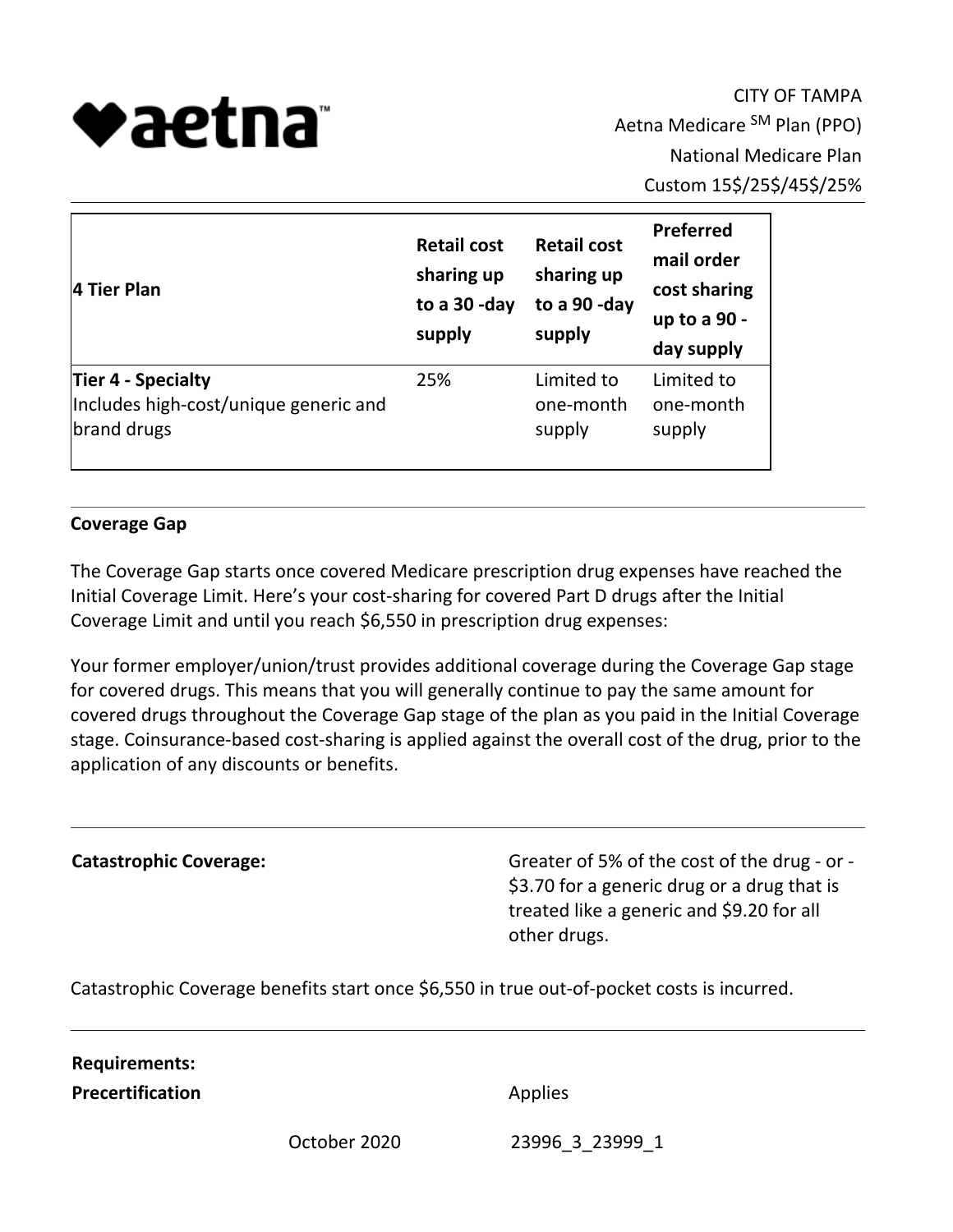CITY OF TAMPA
Aetna Medicare [SM] Plan (PPO)
National Medicare Plan
Custom 15$/25$/45$/25%

| 4 Tier Plan | Retail cost sharing up to a 30 -day supply | Retail cost sharing up to a 90 -day supply | Preferred mail order cost sharing up to a 90 -day supply |
|---|---|---|---|
| **Tier 4 - Specialty**<br>Includes high-cost/unique generic and brand drugs | 25% | Limited to one-month supply | Limited to one-month supply |

**Coverage Gap**

The Coverage Gap starts once covered Medicare prescription drug expenses have reached the Initial Coverage Limit. Here's your cost-sharing for covered Part D drugs after the Initial Coverage Limit and until you reach $6,550 in prescription drug expenses:

Your former employer/union/trust provides additional coverage during the Coverage Gap stage for covered drugs. This means that you will generally continue to pay the same amount for covered drugs throughout the Coverage Gap stage of the plan as you paid in the Initial Coverage stage. Coinsurance-based cost-sharing is applied against the overall cost of the drug, prior to the application of any discounts or benefits.

| | |
|---|---|
| **Catastrophic Coverage:** | Greater of 5% of the cost of the drug - or - $3.70 for a generic drug or a drug that is treated like a generic and $9.20 for all other drugs. |

Catastrophic Coverage benefits start once $6,550 in true out-of-pocket costs is incurred.

**Requirements:**

| | |
|---|---|
| **Precertification** | Applies |

October 2020 23996_3_23999_1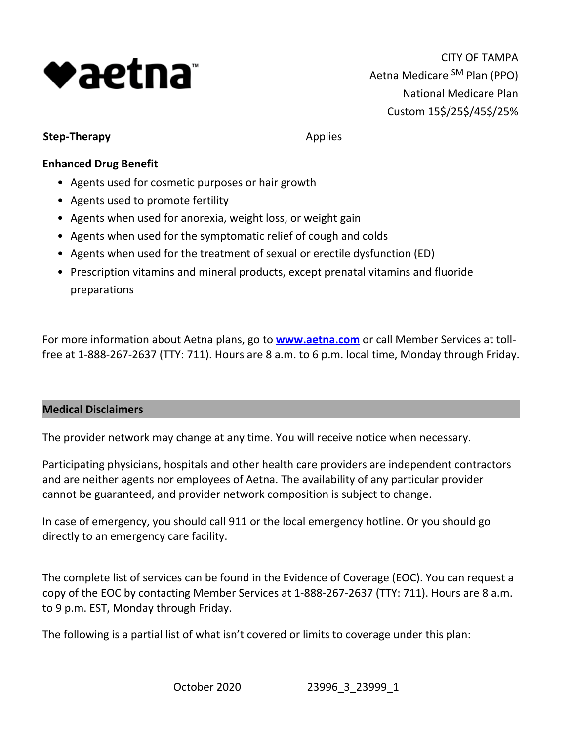CITY OF TAMPA
Aetna Medicare SM Plan (PPO)
National Medicare Plan
Custom 15$/25$/45$/25%

| **Step-Therapy** | Applies |
|---|---|

**Enhanced Drug Benefit**

- Agents used for cosmetic purposes or hair growth
- Agents used to promote fertility
- Agents when used for anorexia, weight loss, or weight gain
- Agents when used for the symptomatic relief of cough and colds
- Agents when used for the treatment of sexual or erectile dysfunction (ED)
- Prescription vitamins and mineral products, except prenatal vitamins and fluoride preparations

For more information about Aetna plans, go to **[www.aetna.com](http://www.aetna.com)** or call Member Services at toll-free at 1-888-267-2637 (TTY: 711). Hours are 8 a.m. to 6 p.m. local time, Monday through Friday.

## Medical Disclaimers

The provider network may change at any time. You will receive notice when necessary.

Participating physicians, hospitals and other health care providers are independent contractors and are neither agents nor employees of Aetna. The availability of any particular provider cannot be guaranteed, and provider network composition is subject to change.

In case of emergency, you should call 911 or the local emergency hotline. Or you should go directly to an emergency care facility.

The complete list of services can be found in the Evidence of Coverage (EOC). You can request a copy of the EOC by contacting Member Services at 1-888-267-2637 (TTY: 711). Hours are 8 a.m. to 9 p.m. EST, Monday through Friday.

The following is a partial list of what isn't covered or limits to coverage under this plan:

October 2020 23996_3_23999_1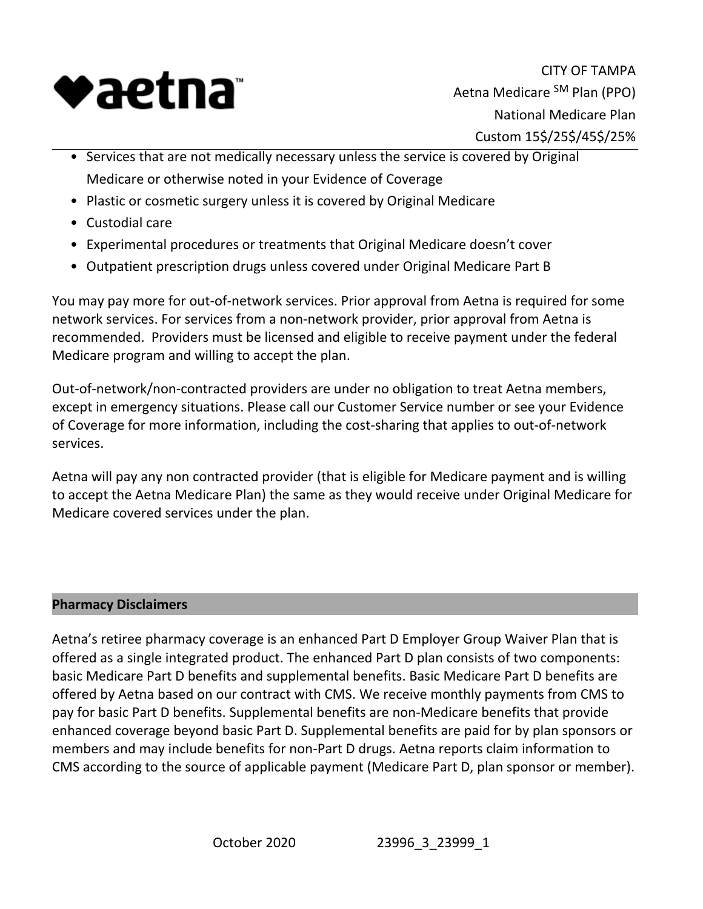- Services that are not medically necessary unless the service is covered by Original Medicare or otherwise noted in your Evidence of Coverage
- Plastic or cosmetic surgery unless it is covered by Original Medicare
- Custodial care
- Experimental procedures or treatments that Original Medicare doesn't cover
- Outpatient prescription drugs unless covered under Original Medicare Part B

You may pay more for out-of-network services. Prior approval from Aetna is required for some network services. For services from a non-network provider, prior approval from Aetna is recommended. Providers must be licensed and eligible to receive payment under the federal Medicare program and willing to accept the plan.

Out-of-network/non-contracted providers are under no obligation to treat Aetna members, except in emergency situations. Please call our Customer Service number or see your Evidence of Coverage for more information, including the cost-sharing that applies to out-of-network services.

Aetna will pay any non contracted provider (that is eligible for Medicare payment and is willing to accept the Aetna Medicare Plan) the same as they would receive under Original Medicare for Medicare covered services under the plan.

## Pharmacy Disclaimers

Aetna's retiree pharmacy coverage is an enhanced Part D Employer Group Waiver Plan that is offered as a single integrated product. The enhanced Part D plan consists of two components: basic Medicare Part D benefits and supplemental benefits. Basic Medicare Part D benefits are offered by Aetna based on our contract with CMS. We receive monthly payments from CMS to pay for basic Part D benefits. Supplemental benefits are non-Medicare benefits that provide enhanced coverage beyond basic Part D. Supplemental benefits are paid for by plan sponsors or members and may include benefits for non-Part D drugs. Aetna reports claim information to CMS according to the source of applicable payment (Medicare Part D, plan sponsor or member).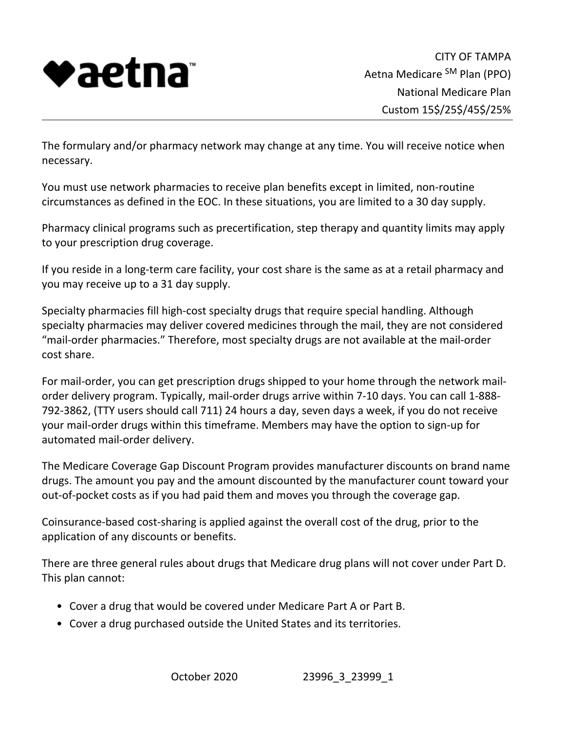The formulary and/or pharmacy network may change at any time. You will receive notice when necessary.

You must use network pharmacies to receive plan benefits except in limited, non-routine circumstances as defined in the EOC. In these situations, you are limited to a 30 day supply.

Pharmacy clinical programs such as precertification, step therapy and quantity limits may apply to your prescription drug coverage.

If you reside in a long-term care facility, your cost share is the same as at a retail pharmacy and you may receive up to a 31 day supply.

Specialty pharmacies fill high-cost specialty drugs that require special handling. Although specialty pharmacies may deliver covered medicines through the mail, they are not considered "mail-order pharmacies." Therefore, most specialty drugs are not available at the mail-order cost share.

For mail-order, you can get prescription drugs shipped to your home through the network mail-order delivery program. Typically, mail-order drugs arrive within 7-10 days. You can call 1-888-792-3862, (TTY users should call 711) 24 hours a day, seven days a week, if you do not receive your mail-order drugs within this timeframe. Members may have the option to sign-up for automated mail-order delivery.

The Medicare Coverage Gap Discount Program provides manufacturer discounts on brand name drugs. The amount you pay and the amount discounted by the manufacturer count toward your out-of-pocket costs as if you had paid them and moves you through the coverage gap.

Coinsurance-based cost-sharing is applied against the overall cost of the drug, prior to the application of any discounts or benefits.

There are three general rules about drugs that Medicare drug plans will not cover under Part D. This plan cannot:

- Cover a drug that would be covered under Medicare Part A or Part B.
- Cover a drug purchased outside the United States and its territories.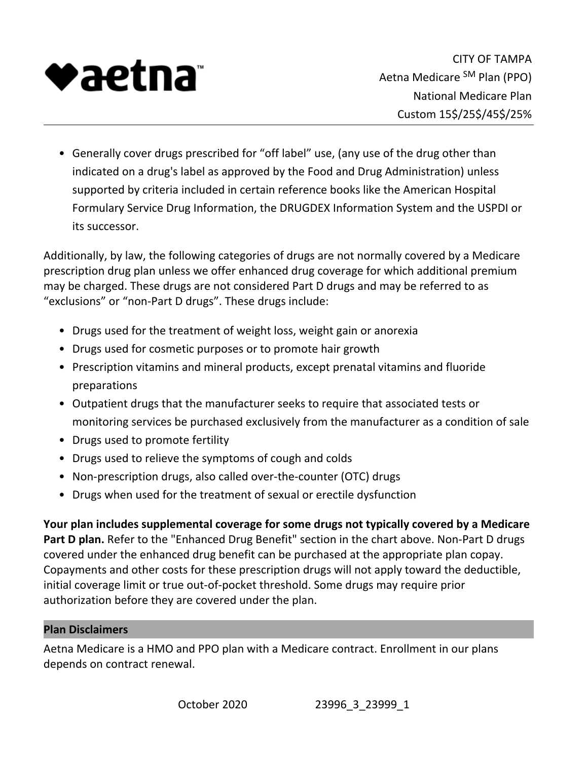- Generally cover drugs prescribed for “off label” use, (any use of the drug other than indicated on a drug's label as approved by the Food and Drug Administration) unless supported by criteria included in certain reference books like the American Hospital Formulary Service Drug Information, the DRUGDEX Information System and the USPDI or its successor.

Additionally, by law, the following categories of drugs are not normally covered by a Medicare prescription drug plan unless we offer enhanced drug coverage for which additional premium may be charged. These drugs are not considered Part D drugs and may be referred to as “exclusions” or “non-Part D drugs”. These drugs include:

- Drugs used for the treatment of weight loss, weight gain or anorexia
- Drugs used for cosmetic purposes or to promote hair growth
- Prescription vitamins and mineral products, except prenatal vitamins and fluoride preparations
- Outpatient drugs that the manufacturer seeks to require that associated tests or monitoring services be purchased exclusively from the manufacturer as a condition of sale
- Drugs used to promote fertility
- Drugs used to relieve the symptoms of cough and colds
- Non-prescription drugs, also called over-the-counter (OTC) drugs
- Drugs when used for the treatment of sexual or erectile dysfunction

**Your plan includes supplemental coverage for some drugs not typically covered by a Medicare Part D plan.** Refer to the "Enhanced Drug Benefit" section in the chart above. Non-Part D drugs covered under the enhanced drug benefit can be purchased at the appropriate plan copay. Copayments and other costs for these prescription drugs will not apply toward the deductible, initial coverage limit or true out-of-pocket threshold. Some drugs may require prior authorization before they are covered under the plan.

## Plan Disclaimers

Aetna Medicare is a HMO and PPO plan with a Medicare contract. Enrollment in our plans depends on contract renewal.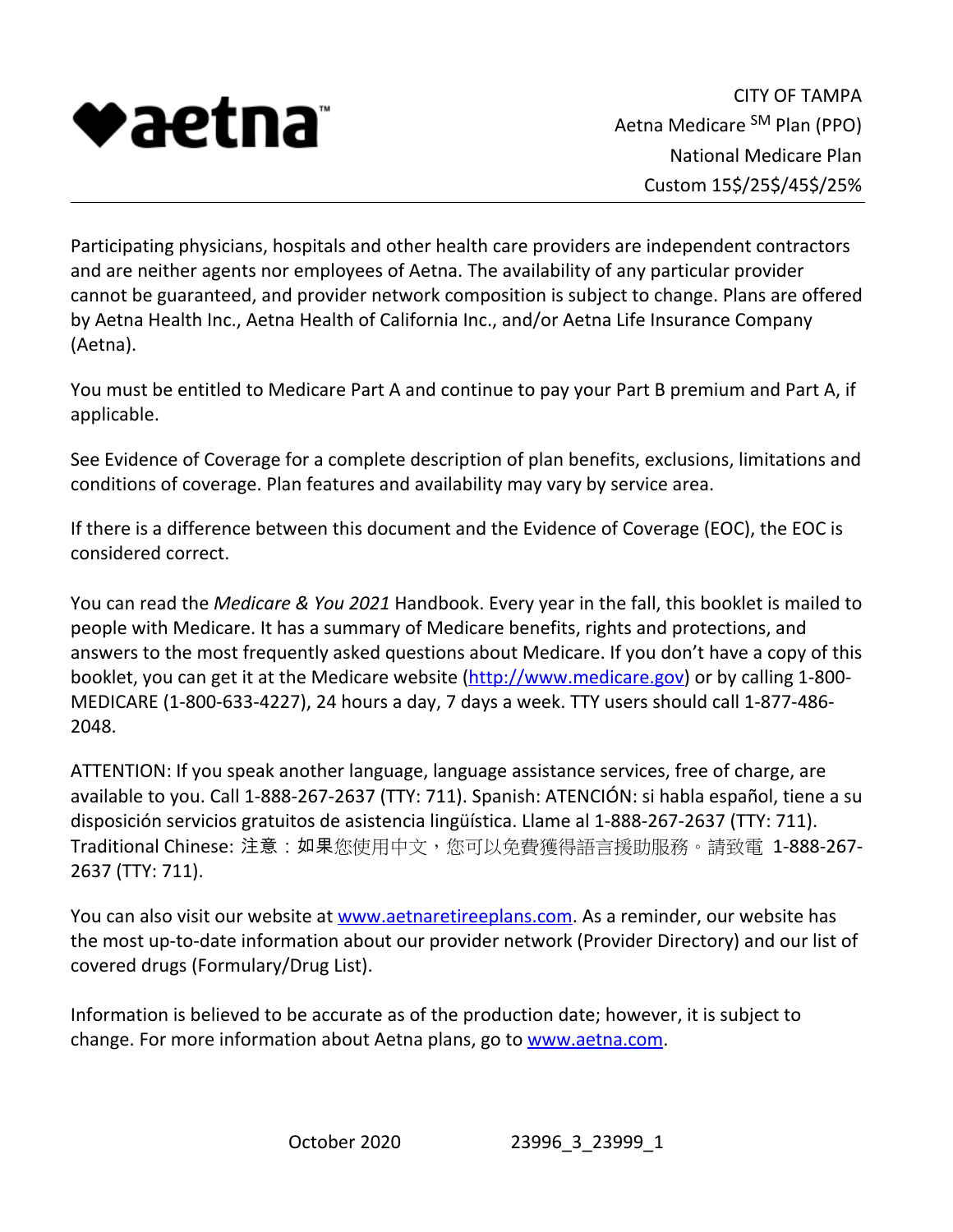aetna

CITY OF TAMPA
Aetna Medicare SM Plan (PPO)
National Medicare Plan
Custom 15$/25$/45$/25%

Participating physicians, hospitals and other health care providers are independent contractors and are neither agents nor employees of Aetna. The availability of any particular provider cannot be guaranteed, and provider network composition is subject to change. Plans are offered by Aetna Health Inc., Aetna Health of California Inc., and/or Aetna Life Insurance Company (Aetna).

You must be entitled to Medicare Part A and continue to pay your Part B premium and Part A, if applicable.

See Evidence of Coverage for a complete description of plan benefits, exclusions, limitations and conditions of coverage. Plan features and availability may vary by service area.

If there is a difference between this document and the Evidence of Coverage (EOC), the EOC is considered correct.

You can read the *Medicare & You 2021* Handbook. Every year in the fall, this booklet is mailed to people with Medicare. It has a summary of Medicare benefits, rights and protections, and answers to the most frequently asked questions about Medicare. If you don't have a copy of this booklet, you can get it at the Medicare website (http://www.medicare.gov) or by calling 1-800-MEDICARE (1-800-633-4227), 24 hours a day, 7 days a week. TTY users should call 1-877-486-2048.

ATTENTION: If you speak another language, language assistance services, free of charge, are available to you. Call 1-888-267-2637 (TTY: 711). Spanish: ATENCIÓN: si habla español, tiene a su disposición servicios gratuitos de asistencia lingüística. Llame al 1-888-267-2637 (TTY: 711). Traditional Chinese: 注意：如果您使用中文，您可以免費獲得語言援助服務。請致電 1-888-267-2637 (TTY: 711).

You can also visit our website at www.aetnaretireeplans.com. As a reminder, our website has the most up-to-date information about our provider network (Provider Directory) and our list of covered drugs (Formulary/Drug List).

Information is believed to be accurate as of the production date; however, it is subject to change. For more information about Aetna plans, go to www.aetna.com.

October 2020 23996_3_23999_1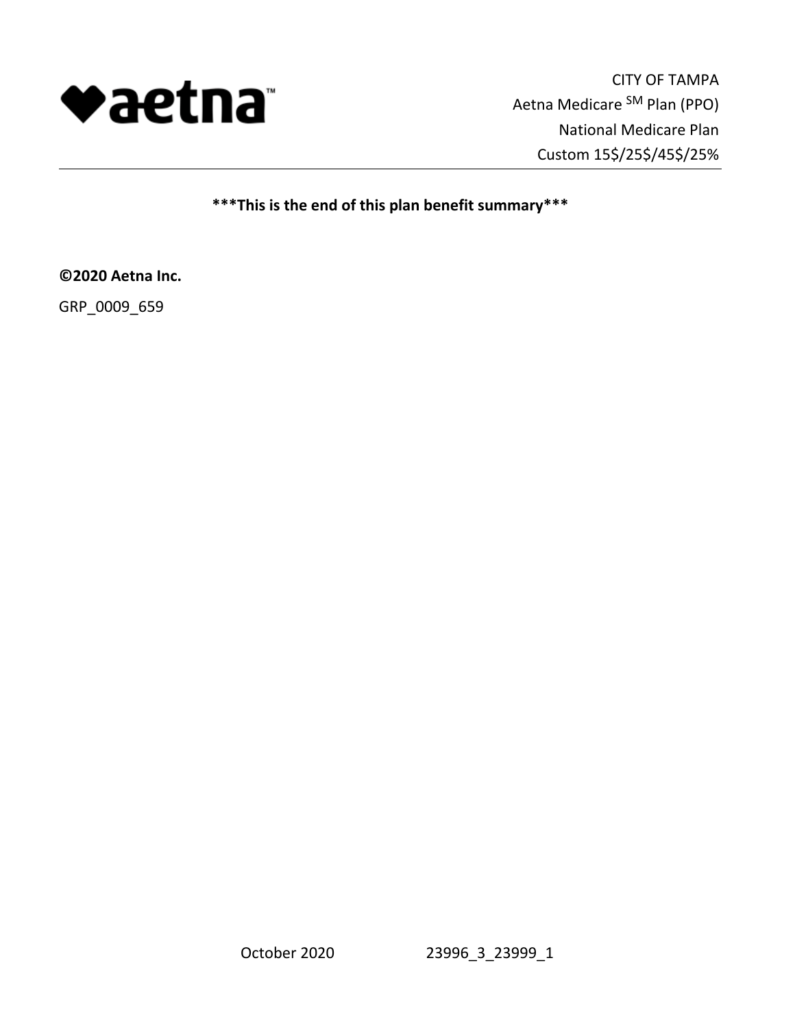**\*\*\*This is the end of this plan benefit summary\*\*\***

**©2020 Aetna Inc.**

GRP_0009_659